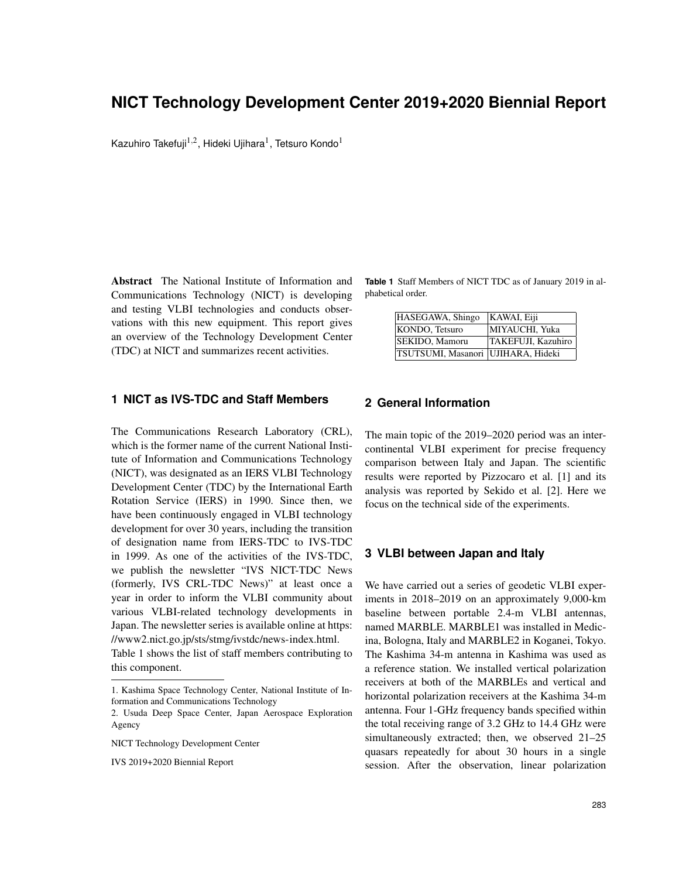# NICT Technology Development Center 2019+2020 Biennial Report

Kazuhiro Takefuji[1,2], Hideki Ujihara[1], Tetsuro Kondo[1]

**Abstract** The National Institute of Information and Communications Technology (NICT) is developing and testing VLBI technologies and conducts observations with this new equipment. This report gives an overview of the Technology Development Center (TDC) at NICT and summarizes recent activities.

## 1 NICT as IVS-TDC and Staff Members

The Communications Research Laboratory (CRL), which is the former name of the current National Institute of Information and Communications Technology (NICT), was designated as an IERS VLBI Technology Development Center (TDC) by the International Earth Rotation Service (IERS) in 1990. Since then, we have been continuously engaged in VLBI technology development for over 30 years, including the transition of designation name from IERS-TDC to IVS-TDC in 1999. As one of the activities of the IVS-TDC, we publish the newsletter "IVS NICT-TDC News (formerly, IVS CRL-TDC News)" at least once a year in order to inform the VLBI community about various VLBI-related technology developments in Japan. The newsletter series is available online at https://www2.nict.go.jp/sts/stmg/ivstdc/news-index.html. Table 1 shows the list of staff members contributing to this component.

1. Kashima Space Technology Center, National Institute of Information and Communications Technology

2. Usuda Deep Space Center, Japan Aerospace Exploration Agency

NICT Technology Development Center

IVS 2019+2020 Biennial Report

**Table 1** Staff Members of NICT TDC as of January 2019 in alphabetical order.

| | |
|---|---|
| HASEGAWA, Shingo | KAWAI, Eiji |
| KONDO, Tetsuro | MIYAUCHI, Yuka |
| SEKIDO, Mamoru | TAKEFUJI, Kazuhiro |
| TSUTSUMI, Masanori | UJIHARA, Hideki |

## 2 General Information

The main topic of the 2019–2020 period was an intercontinental VLBI experiment for precise frequency comparison between Italy and Japan. The scientific results were reported by Pizzocaro et al. [1] and its analysis was reported by Sekido et al. [2]. Here we focus on the technical side of the experiments.

## 3 VLBI between Japan and Italy

We have carried out a series of geodetic VLBI experiments in 2018–2019 on an approximately 9,000-km baseline between portable 2.4-m VLBI antennas, named MARBLE. MARBLE1 was installed in Medicina, Bologna, Italy and MARBLE2 in Koganei, Tokyo. The Kashima 34-m antenna in Kashima was used as a reference station. We installed vertical polarization receivers at both of the MARBLEs and vertical and horizontal polarization receivers at the Kashima 34-m antenna. Four 1-GHz frequency bands specified within the total receiving range of 3.2 GHz to 14.4 GHz were simultaneously extracted; then, we observed 21–25 quasars repeatedly for about 30 hours in a single session. After the observation, linear polarization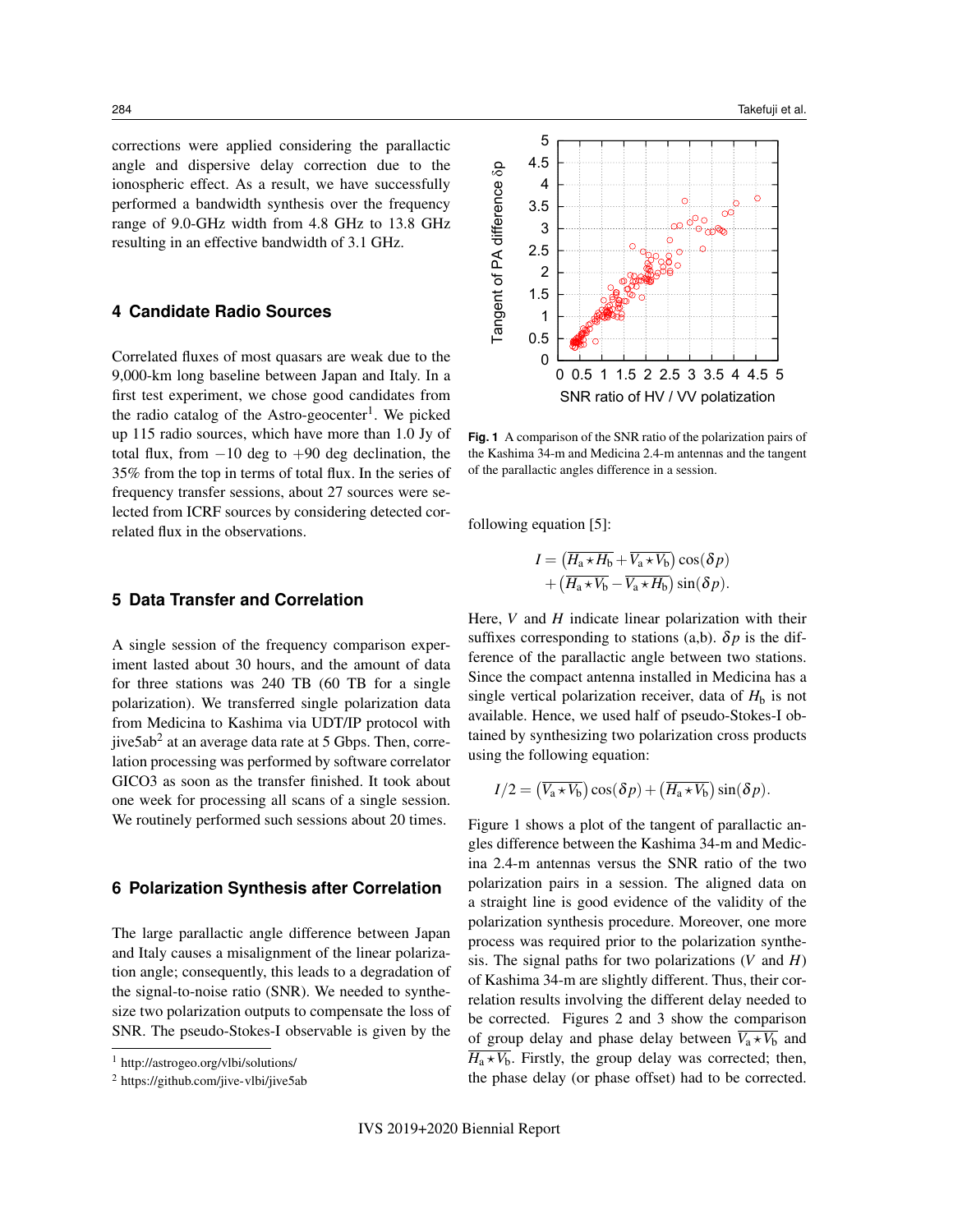corrections were applied considering the parallactic angle and dispersive delay correction due to the ionospheric effect. As a result, we have successfully performed a bandwidth synthesis over the frequency range of 9.0-GHz width from 4.8 GHz to 13.8 GHz resulting in an effective bandwidth of 3.1 GHz.

## 4 Candidate Radio Sources

Correlated fluxes of most quasars are weak due to the 9,000-km long baseline between Japan and Italy. In a first test experiment, we chose good candidates from the radio catalog of the Astro-geocenter[1]. We picked up 115 radio sources, which have more than 1.0 Jy of total flux, from $-10$ deg to $+90$ deg declination, the 35% from the top in terms of total flux. In the series of frequency transfer sessions, about 27 sources were selected from ICRF sources by considering detected correlated flux in the observations.

## 5 Data Transfer and Correlation

A single session of the frequency comparison experiment lasted about 30 hours, and the amount of data for three stations was 240 TB (60 TB for a single polarization). We transferred single polarization data from Medicina to Kashima via UDT/IP protocol with jive5ab[2] at an average data rate at 5 Gbps. Then, correlation processing was performed by software correlator GICO3 as soon as the transfer finished. It took about one week for processing all scans of a single session. We routinely performed such sessions about 20 times.

## 6 Polarization Synthesis after Correlation

The large parallactic angle difference between Japan and Italy causes a misalignment of the linear polarization angle; consequently, this leads to a degradation of the signal-to-noise ratio (SNR). We needed to synthesize two polarization outputs to compensate the loss of SNR. The pseudo-Stokes-I observable is given by the following equation [5]:

$$I = \left(\overline{H_a \star H_b} + \overline{V_a \star V_b}\right)\cos(\delta p) + \left(\overline{H_a \star V_b} - \overline{V_a \star H_b}\right)\sin(\delta p).$$

Here, $V$ and $H$ indicate linear polarization with their suffixes corresponding to stations (a,b). $\delta p$ is the difference of the parallactic angle between two stations. Since the compact antenna installed in Medicina has a single vertical polarization receiver, data of $H_b$ is not available. Hence, we used half of pseudo-Stokes-I obtained by synthesizing two polarization cross products using the following equation:

$$I/2 = \left(\overline{V_a \star V_b}\right)\cos(\delta p) + \left(\overline{H_a \star V_b}\right)\sin(\delta p).$$

Fig. 1 A comparison of the SNR ratio of the polarization pairs of the Kashima 34-m and Medicina 2.4-m antennas and the tangent of the parallactic angles difference in a session.

Figure 1 shows a plot of the tangent of parallactic angles difference between the Kashima 34-m and Medicina 2.4-m antennas versus the SNR ratio of the two polarization pairs in a session. The aligned data on a straight line is good evidence of the validity of the polarization synthesis procedure. Moreover, one more process was required prior to the polarization synthesis. The signal paths for two polarizations ($V$ and $H$) of Kashima 34-m are slightly different. Thus, their correlation results involving the different delay needed to be corrected. Figures 2 and 3 show the comparison of group delay and phase delay between $\overline{V_a \star V_b}$ and $\overline{H_a \star V_b}$. Firstly, the group delay was corrected; then, the phase delay (or phase offset) had to be corrected.

[1] http://astrogeo.org/vlbi/solutions/

[2] https://github.com/jive-vlbi/jive5ab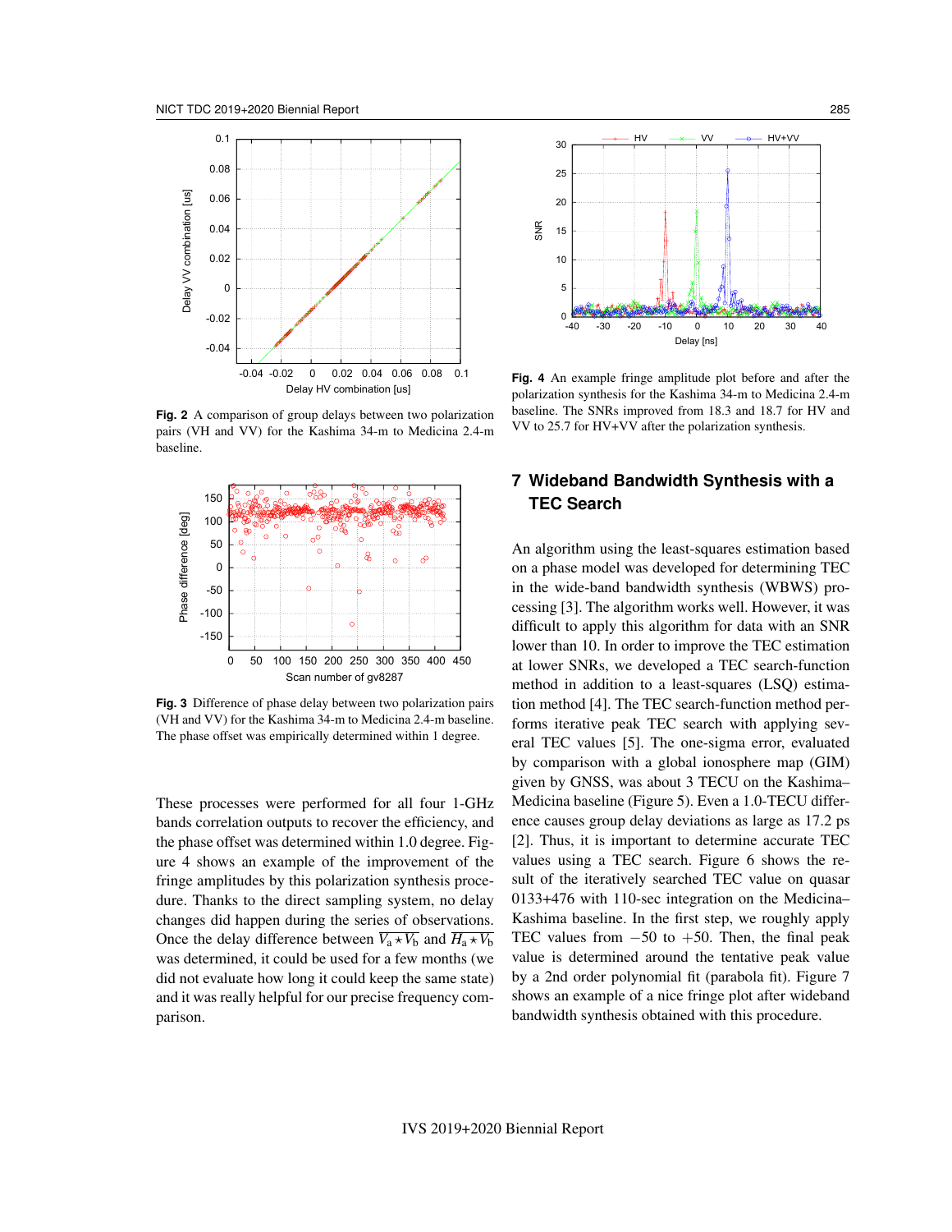**Fig. 2** A comparison of group delays between two polarization pairs (VH and VV) for the Kashima 34-m to Medicina 2.4-m baseline.

**Fig. 3** Difference of phase delay between two polarization pairs (VH and VV) for the Kashima 34-m to Medicina 2.4-m baseline. The phase offset was empirically determined within 1 degree.

These processes were performed for all four 1-GHz bands correlation outputs to recover the efficiency, and the phase offset was determined within 1.0 degree. Figure 4 shows an example of the improvement of the fringe amplitudes by this polarization synthesis procedure. Thanks to the direct sampling system, no delay changes did happen during the series of observations. Once the delay difference between $\overline{V_a \star V_b}$ and $\overline{H_a \star V_b}$ was determined, it could be used for a few months (we did not evaluate how long it could keep the same state) and it was really helpful for our precise frequency comparison.

**Fig. 4** An example fringe amplitude plot before and after the polarization synthesis for the Kashima 34-m to Medicina 2.4-m baseline. The SNRs improved from 18.3 and 18.7 for HV and VV to 25.7 for HV+VV after the polarization synthesis.

## 7 Wideband Bandwidth Synthesis with a TEC Search

An algorithm using the least-squares estimation based on a phase model was developed for determining TEC in the wide-band bandwidth synthesis (WBWS) processing [3]. The algorithm works well. However, it was difficult to apply this algorithm for data with an SNR lower than 10. In order to improve the TEC estimation at lower SNRs, we developed a TEC search-function method in addition to a least-squares (LSQ) estimation method [4]. The TEC search-function method performs iterative peak TEC search with applying several TEC values [5]. The one-sigma error, evaluated by comparison with a global ionosphere map (GIM) given by GNSS, was about 3 TECU on the Kashima–Medicina baseline (Figure 5). Even a 1.0-TECU difference causes group delay deviations as large as 17.2 ps [2]. Thus, it is important to determine accurate TEC values using a TEC search. Figure 6 shows the result of the iteratively searched TEC value on quasar 0133+476 with 110-sec integration on the Medicina–Kashima baseline. In the first step, we roughly apply TEC values from $-50$ to $+50$. Then, the final peak value is determined around the tentative peak value by a 2nd order polynomial fit (parabola fit). Figure 7 shows an example of a nice fringe plot after wideband bandwidth synthesis obtained with this procedure.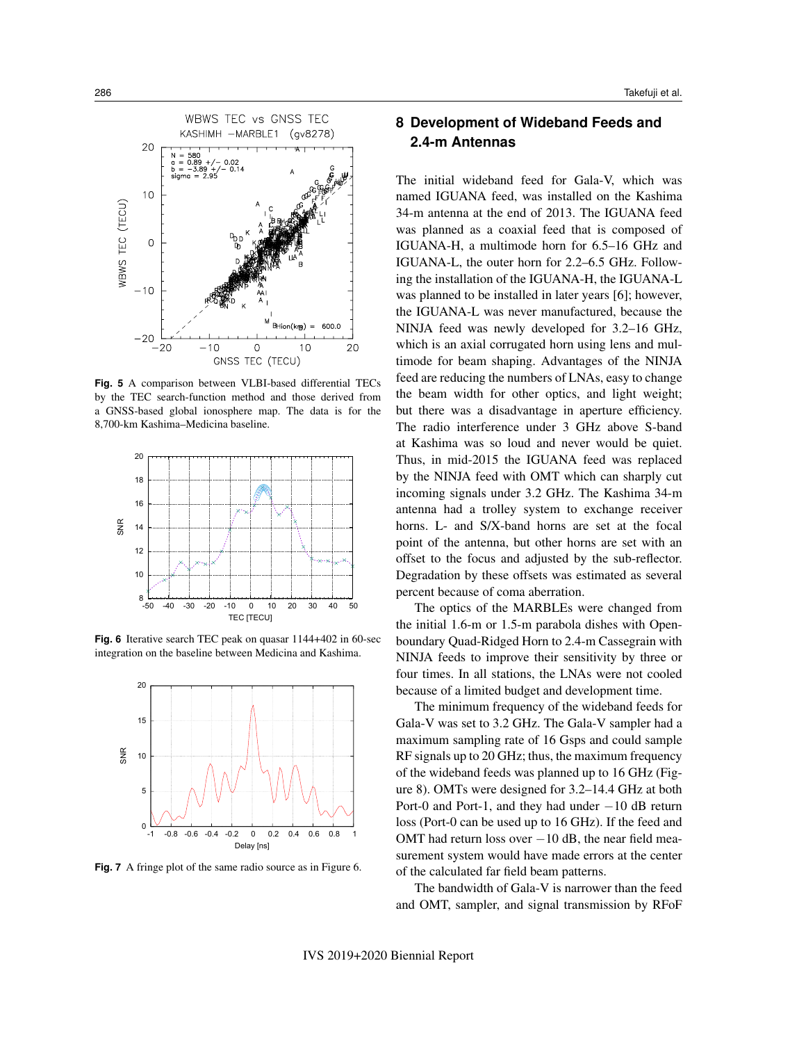Fig. 5 A comparison between VLBI-based differential TECs by the TEC search-function method and those derived from a GNSS-based global ionosphere map. The data is for the 8,700-km Kashima–Medicina baseline.

Fig. 6 Iterative search TEC peak on quasar 1144+402 in 60-sec integration on the baseline between Medicina and Kashima.

Fig. 7 A fringe plot of the same radio source as in Figure 6.

## 8 Development of Wideband Feeds and 2.4-m Antennas

The initial wideband feed for Gala-V, which was named IGUANA feed, was installed on the Kashima 34-m antenna at the end of 2013. The IGUANA feed was planned as a coaxial feed that is composed of IGUANA-H, a multimode horn for 6.5–16 GHz and IGUANA-L, the outer horn for 2.2–6.5 GHz. Following the installation of the IGUANA-H, the IGUANA-L was planned to be installed in later years [6]; however, the IGUANA-L was never manufactured, because the NINJA feed was newly developed for 3.2–16 GHz, which is an axial corrugated horn using lens and multimode for beam shaping. Advantages of the NINJA feed are reducing the numbers of LNAs, easy to change the beam width for other optics, and light weight; but there was a disadvantage in aperture efficiency. The radio interference under 3 GHz above S-band at Kashima was so loud and never would be quiet. Thus, in mid-2015 the IGUANA feed was replaced by the NINJA feed with OMT which can sharply cut incoming signals under 3.2 GHz. The Kashima 34-m antenna had a trolley system to exchange receiver horns. L- and S/X-band horns are set at the focal point of the antenna, but other horns are set with an offset to the focus and adjusted by the sub-reflector. Degradation by these offsets was estimated as several percent because of coma aberration.

The optics of the MARBLEs were changed from the initial 1.6-m or 1.5-m parabola dishes with Open-boundary Quad-Ridged Horn to 2.4-m Cassegrain with NINJA feeds to improve their sensitivity by three or four times. In all stations, the LNAs were not cooled because of a limited budget and development time.

The minimum frequency of the wideband feeds for Gala-V was set to 3.2 GHz. The Gala-V sampler had a maximum sampling rate of 16 Gsps and could sample RF signals up to 20 GHz; thus, the maximum frequency of the wideband feeds was planned up to 16 GHz (Figure 8). OMTs were designed for 3.2–14.4 GHz at both Port-0 and Port-1, and they had under −10 dB return loss (Port-0 can be used up to 16 GHz). If the feed and OMT had return loss over −10 dB, the near field measurement system would have made errors at the center of the calculated far field beam patterns.

The bandwidth of Gala-V is narrower than the feed and OMT, sampler, and signal transmission by RFoF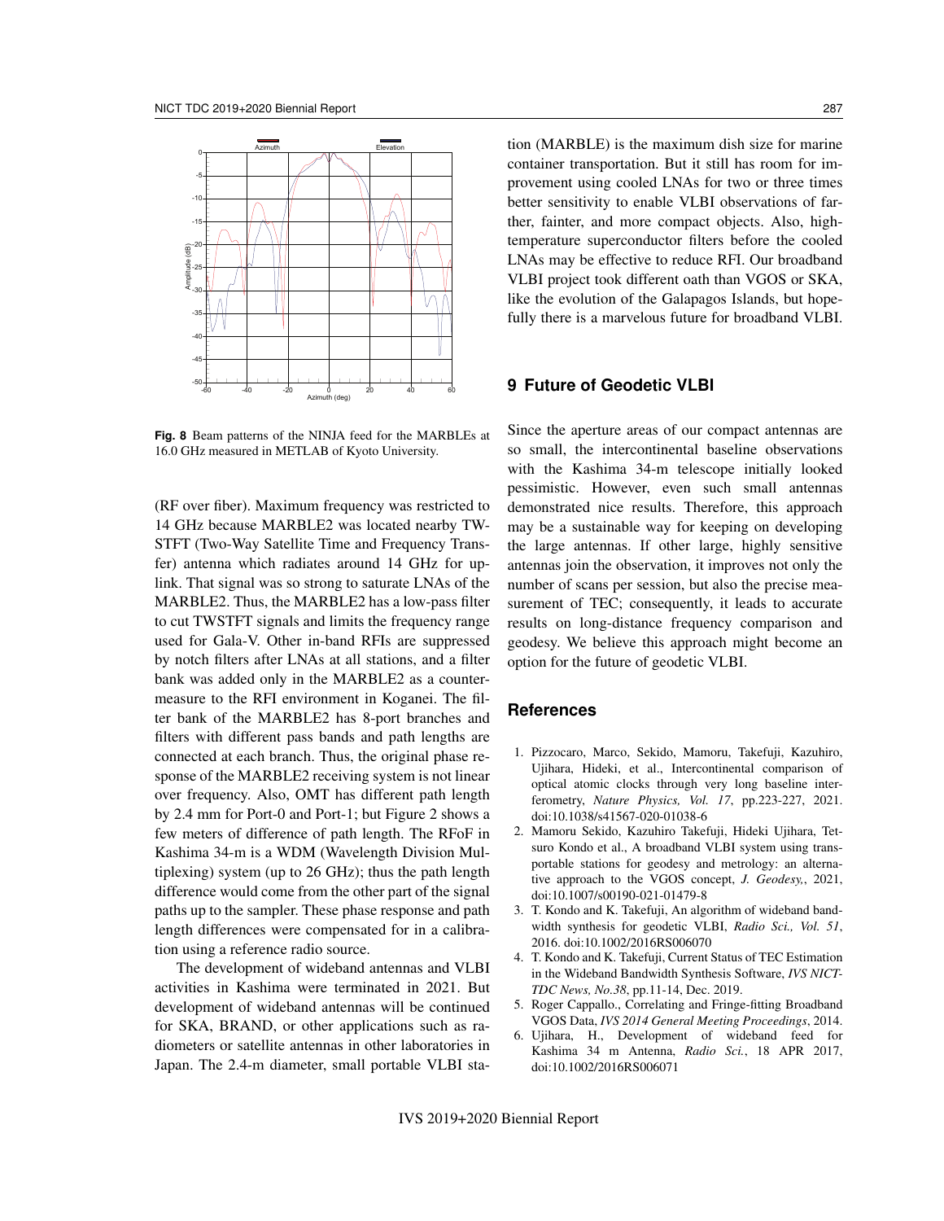Azimuth

Elevation

0

-5

-10

-15

-20

-25

-30

-35

-40

-45

-50

Amplitude (dB)

-60 -40 -20 0 20 40 60

Azimuth (deg)

**Fig. 8** Beam patterns of the NINJA feed for the MARBLEs at 16.0 GHz measured in METLAB of Kyoto University.

(RF over fiber). Maximum frequency was restricted to 14 GHz because MARBLE2 was located nearby TW-STFT (Two-Way Satellite Time and Frequency Transfer) antenna which radiates around 14 GHz for uplink. That signal was so strong to saturate LNAs of the MARBLE2. Thus, the MARBLE2 has a low-pass filter to cut TWSTFT signals and limits the frequency range used for Gala-V. Other in-band RFIs are suppressed by notch filters after LNAs at all stations, and a filter bank was added only in the MARBLE2 as a countermeasure to the RFI environment in Koganei. The filter bank of the MARBLE2 has 8-port branches and filters with different pass bands and path lengths are connected at each branch. Thus, the original phase response of the MARBLE2 receiving system is not linear over frequency. Also, OMT has different path length by 2.4 mm for Port-0 and Port-1; but Figure 2 shows a few meters of difference of path length. The RFoF in Kashima 34-m is a WDM (Wavelength Division Multiplexing) system (up to 26 GHz); thus the path length difference would come from the other part of the signal paths up to the sampler. These phase response and path length differences were compensated for in a calibration using a reference radio source.

The development of wideband antennas and VLBI activities in Kashima were terminated in 2021. But development of wideband antennas will be continued for SKA, BRAND, or other applications such as radiometers or satellite antennas in other laboratories in Japan. The 2.4-m diameter, small portable VLBI station (MARBLE) is the maximum dish size for marine container transportation. But it still has room for improvement using cooled LNAs for two or three times better sensitivity to enable VLBI observations of farther, fainter, and more compact objects. Also, high-temperature superconductor filters before the cooled LNAs may be effective to reduce RFI. Our broadband VLBI project took different oath than VGOS or SKA, like the evolution of the Galapagos Islands, but hopefully there is a marvelous future for broadband VLBI.

## 9 Future of Geodetic VLBI

Since the aperture areas of our compact antennas are so small, the intercontinental baseline observations with the Kashima 34-m telescope initially looked pessimistic. However, even such small antennas demonstrated nice results. Therefore, this approach may be a sustainable way for keeping on developing the large antennas. If other large, highly sensitive antennas join the observation, it improves not only the number of scans per session, but also the precise measurement of TEC; consequently, it leads to accurate results on long-distance frequency comparison and geodesy. We believe this approach might become an option for the future of geodetic VLBI.

## References

1. Pizzocaro, Marco, Sekido, Mamoru, Takefuji, Kazuhiro, Ujihara, Hideki, et al., Intercontinental comparison of optical atomic clocks through very long baseline interferometry, *Nature Physics, Vol. 17*, pp.223-227, 2021. doi:10.1038/s41567-020-01038-6
2. Mamoru Sekido, Kazuhiro Takefuji, Hideki Ujihara, Tetsuro Kondo et al., A broadband VLBI system using transportable stations for geodesy and metrology: an alternative approach to the VGOS concept, *J. Geodesy,*, 2021, doi:10.1007/s00190-021-01479-8
3. T. Kondo and K. Takefuji, An algorithm of wideband bandwidth synthesis for geodetic VLBI, *Radio Sci., Vol. 51*, 2016. doi:10.1002/2016RS006070
4. T. Kondo and K. Takefuji, Current Status of TEC Estimation in the Wideband Bandwidth Synthesis Software, *IVS NICT-TDC News, No.38*, pp.11-14, Dec. 2019.
5. Roger Cappallo., Correlating and Fringe-fitting Broadband VGOS Data, *IVS 2014 General Meeting Proceedings*, 2014.
6. Ujihara, H., Development of wideband feed for Kashima 34 m Antenna, *Radio Sci.*, 18 APR 2017, doi:10.1002/2016RS006071